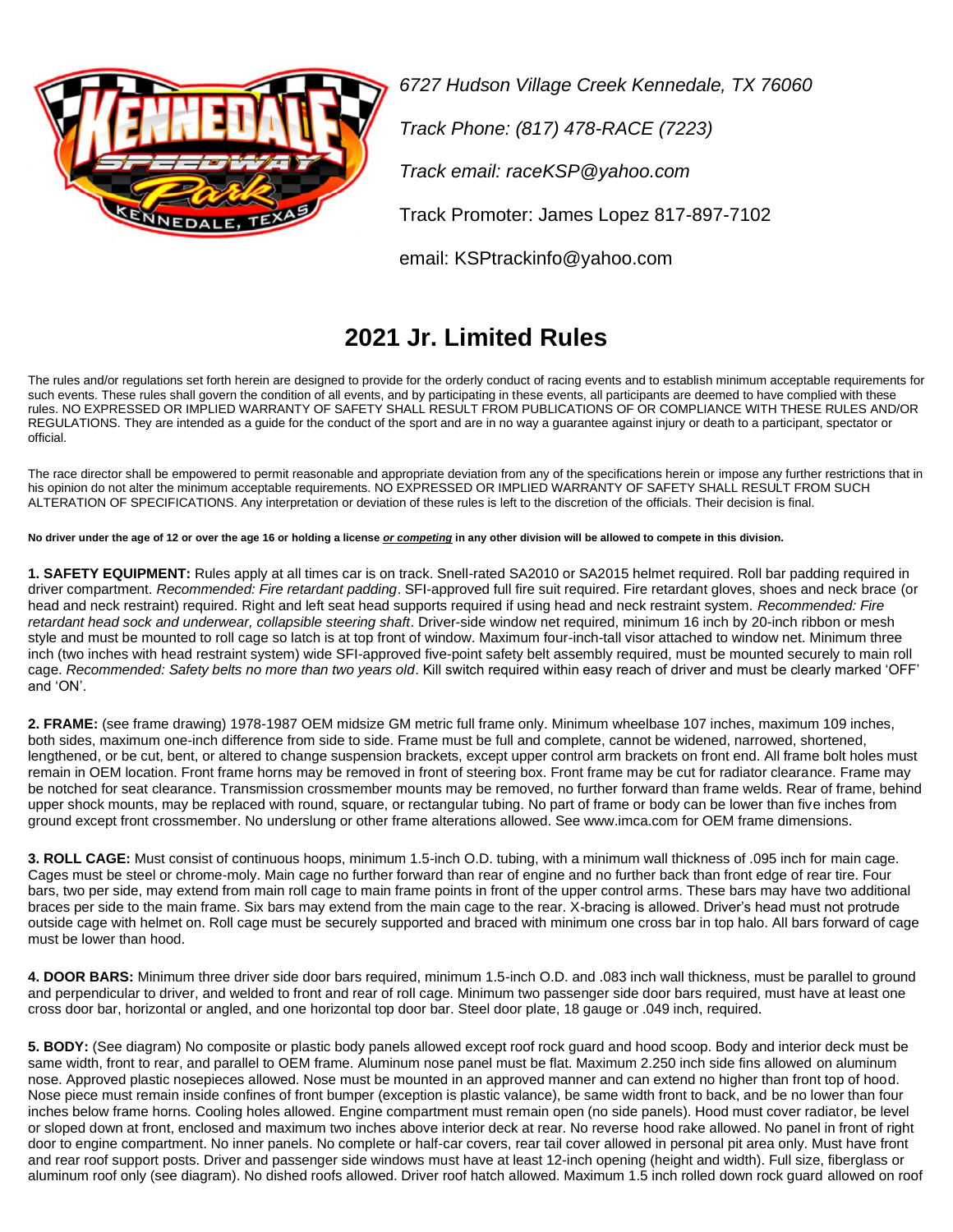*6727 Hudson Village Creek Kennedale, TX 76060*

*Track Phone: (817) 478-RACE (7223)*

*Track email: raceKSP@yahoo.com*

Track Promoter: James Lopez 817-897-7102

email: KSPtrackinfo@yahoo.com

# 2021 Jr. Limited Rules

The rules and/or regulations set forth herein are designed to provide for the orderly conduct of racing events and to establish minimum acceptable requirements for such events. These rules shall govern the condition of all events, and by participating in these events, all participants are deemed to have complied with these rules. NO EXPRESSED OR IMPLIED WARRANTY OF SAFETY SHALL RESULT FROM PUBLICATIONS OF OR COMPLIANCE WITH THESE RULES AND/OR REGULATIONS. They are intended as a guide for the conduct of the sport and are in no way a guarantee against injury or death to a participant, spectator or official.

The race director shall be empowered to permit reasonable and appropriate deviation from any of the specifications herein or impose any further restrictions that in his opinion do not alter the minimum acceptable requirements. NO EXPRESSED OR IMPLIED WARRANTY OF SAFETY SHALL RESULT FROM SUCH ALTERATION OF SPECIFICATIONS. Any interpretation or deviation of these rules is left to the discretion of the officials. Their decision is final.

**No driver under the age of 12 or over the age 16 or holding a license *or competing* in any other division will be allowed to compete in this division.**

**1. SAFETY EQUIPMENT:** Rules apply at all times car is on track. Snell-rated SA2010 or SA2015 helmet required. Roll bar padding required in driver compartment. *Recommended: Fire retardant padding*. SFI-approved full fire suit required. Fire retardant gloves, shoes and neck brace (or head and neck restraint) required. Right and left seat head supports required if using head and neck restraint system. *Recommended: Fire retardant head sock and underwear, collapsible steering shaft*. Driver-side window net required, minimum 16 inch by 20-inch ribbon or mesh style and must be mounted to roll cage so latch is at top front of window. Maximum four-inch-tall visor attached to window net. Minimum three inch (two inches with head restraint system) wide SFI-approved five-point safety belt assembly required, must be mounted securely to main roll cage. *Recommended: Safety belts no more than two years old*. Kill switch required within easy reach of driver and must be clearly marked 'OFF' and 'ON'.

**2. FRAME:** (see frame drawing) 1978-1987 OEM midsize GM metric full frame only. Minimum wheelbase 107 inches, maximum 109 inches, both sides, maximum one-inch difference from side to side. Frame must be full and complete, cannot be widened, narrowed, shortened, lengthened, or be cut, bent, or altered to change suspension brackets, except upper control arm brackets on front end. All frame bolt holes must remain in OEM location. Front frame horns may be removed in front of steering box. Front frame may be cut for radiator clearance. Frame may be notched for seat clearance. Transmission crossmember mounts may be removed, no further forward than frame welds. Rear of frame, behind upper shock mounts, may be replaced with round, square, or rectangular tubing. No part of frame or body can be lower than five inches from ground except front crossmember. No underslung or other frame alterations allowed. See www.imca.com for OEM frame dimensions.

**3. ROLL CAGE:** Must consist of continuous hoops, minimum 1.5-inch O.D. tubing, with a minimum wall thickness of .095 inch for main cage. Cages must be steel or chrome-moly. Main cage no further forward than rear of engine and no further back than front edge of rear tire. Four bars, two per side, may extend from main roll cage to main frame points in front of the upper control arms. These bars may have two additional braces per side to the main frame. Six bars may extend from the main cage to the rear. X-bracing is allowed. Driver's head must not protrude outside cage with helmet on. Roll cage must be securely supported and braced with minimum one cross bar in top halo. All bars forward of cage must be lower than hood.

**4. DOOR BARS:** Minimum three driver side door bars required, minimum 1.5-inch O.D. and .083 inch wall thickness, must be parallel to ground and perpendicular to driver, and welded to front and rear of roll cage. Minimum two passenger side door bars required, must have at least one cross door bar, horizontal or angled, and one horizontal top door bar. Steel door plate, 18 gauge or .049 inch, required.

**5. BODY:** (See diagram) No composite or plastic body panels allowed except roof rock guard and hood scoop. Body and interior deck must be same width, front to rear, and parallel to OEM frame. Aluminum nose panel must be flat. Maximum 2.250 inch side fins allowed on aluminum nose. Approved plastic nosepieces allowed. Nose must be mounted in an approved manner and can extend no higher than front top of hood. Nose piece must remain inside confines of front bumper (exception is plastic valance), be same width front to back, and be no lower than four inches below frame horns. Cooling holes allowed. Engine compartment must remain open (no side panels). Hood must cover radiator, be level or sloped down at front, enclosed and maximum two inches above interior deck at rear. No reverse hood rake allowed. No panel in front of right door to engine compartment. No inner panels. No complete or half-car covers, rear tail cover allowed in personal pit area only. Must have front and rear roof support posts. Driver and passenger side windows must have at least 12-inch opening (height and width). Full size, fiberglass or aluminum roof only (see diagram). No dished roofs allowed. Driver roof hatch allowed. Maximum 1.5 inch rolled down rock guard allowed on roof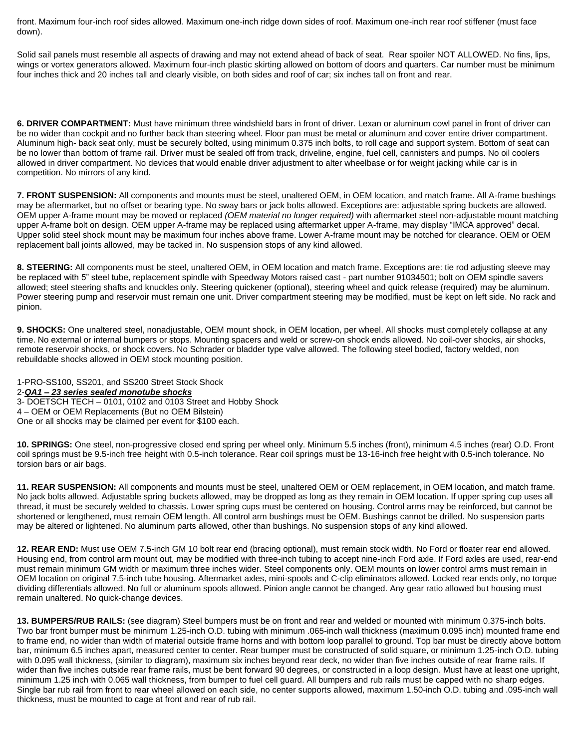front. Maximum four-inch roof sides allowed. Maximum one-inch ridge down sides of roof. Maximum one-inch rear roof stiffener (must face down).

Solid sail panels must resemble all aspects of drawing and may not extend ahead of back of seat. Rear spoiler NOT ALLOWED. No fins, lips, wings or vortex generators allowed. Maximum four-inch plastic skirting allowed on bottom of doors and quarters. Car number must be minimum four inches thick and 20 inches tall and clearly visible, on both sides and roof of car; six inches tall on front and rear.

**6. DRIVER COMPARTMENT:** Must have minimum three windshield bars in front of driver. Lexan or aluminum cowl panel in front of driver can be no wider than cockpit and no further back than steering wheel. Floor pan must be metal or aluminum and cover entire driver compartment. Aluminum high- back seat only, must be securely bolted, using minimum 0.375 inch bolts, to roll cage and support system. Bottom of seat can be no lower than bottom of frame rail. Driver must be sealed off from track, driveline, engine, fuel cell, cannisters and pumps. No oil coolers allowed in driver compartment. No devices that would enable driver adjustment to alter wheelbase or for weight jacking while car is in competition. No mirrors of any kind.

**7. FRONT SUSPENSION:** All components and mounts must be steel, unaltered OEM, in OEM location, and match frame. All A-frame bushings may be aftermarket, but no offset or bearing type. No sway bars or jack bolts allowed. Exceptions are: adjustable spring buckets are allowed. OEM upper A-frame mount may be moved or replaced *(OEM material no longer required)* with aftermarket steel non-adjustable mount matching upper A-frame bolt on design. OEM upper A-frame may be replaced using aftermarket upper A-frame, may display "IMCA approved" decal. Upper solid steel shock mount may be maximum four inches above frame. Lower A-frame mount may be notched for clearance. OEM or OEM replacement ball joints allowed, may be tacked in. No suspension stops of any kind allowed.

**8. STEERING:** All components must be steel, unaltered OEM, in OEM location and match frame. Exceptions are: tie rod adjusting sleeve may be replaced with 5" steel tube, replacement spindle with Speedway Motors raised cast - part number 91034501; bolt on OEM spindle savers allowed; steel steering shafts and knuckles only. Steering quickener (optional), steering wheel and quick release (required) may be aluminum. Power steering pump and reservoir must remain one unit. Driver compartment steering may be modified, must be kept on left side. No rack and pinion.

**9. SHOCKS:** One unaltered steel, nonadjustable, OEM mount shock, in OEM location, per wheel. All shocks must completely collapse at any time. No external or internal bumpers or stops. Mounting spacers and weld or screw-on shock ends allowed. No coil-over shocks, air shocks, remote reservoir shocks, or shock covers. No Schrader or bladder type valve allowed. The following steel bodied, factory welded, non rebuildable shocks allowed in OEM stock mounting position.

1-PRO-SS100, SS201, and SS200 Street Stock Shock
2-***QA1 – 23 series sealed monotube shocks***
3- DOETSCH TECH – 0101, 0102 and 0103 Street and Hobby Shock
4 – OEM or OEM Replacements (But no OEM Bilstein)
One or all shocks may be claimed per event for $100 each.

**10. SPRINGS:** One steel, non-progressive closed end spring per wheel only. Minimum 5.5 inches (front), minimum 4.5 inches (rear) O.D. Front coil springs must be 9.5-inch free height with 0.5-inch tolerance. Rear coil springs must be 13-16-inch free height with 0.5-inch tolerance. No torsion bars or air bags.

**11. REAR SUSPENSION:** All components and mounts must be steel, unaltered OEM or OEM replacement, in OEM location, and match frame. No jack bolts allowed. Adjustable spring buckets allowed, may be dropped as long as they remain in OEM location. If upper spring cup uses all thread, it must be securely welded to chassis. Lower spring cups must be centered on housing. Control arms may be reinforced, but cannot be shortened or lengthened, must remain OEM length. All control arm bushings must be OEM. Bushings cannot be drilled. No suspension parts may be altered or lightened. No aluminum parts allowed, other than bushings. No suspension stops of any kind allowed.

**12. REAR END:** Must use OEM 7.5-inch GM 10 bolt rear end (bracing optional), must remain stock width. No Ford or floater rear end allowed. Housing end, from control arm mount out, may be modified with three-inch tubing to accept nine-inch Ford axle. If Ford axles are used, rear-end must remain minimum GM width or maximum three inches wider. Steel components only. OEM mounts on lower control arms must remain in OEM location on original 7.5-inch tube housing. Aftermarket axles, mini-spools and C-clip eliminators allowed. Locked rear ends only, no torque dividing differentials allowed. No full or aluminum spools allowed. Pinion angle cannot be changed. Any gear ratio allowed but housing must remain unaltered. No quick-change devices.

**13. BUMPERS/RUB RAILS:** (see diagram) Steel bumpers must be on front and rear and welded or mounted with minimum 0.375-inch bolts. Two bar front bumper must be minimum 1.25-inch O.D. tubing with minimum .065-inch wall thickness (maximum 0.095 inch) mounted frame end to frame end, no wider than width of material outside frame horns and with bottom loop parallel to ground. Top bar must be directly above bottom bar, minimum 6.5 inches apart, measured center to center. Rear bumper must be constructed of solid square, or minimum 1.25-inch O.D. tubing with 0.095 wall thickness, (similar to diagram), maximum six inches beyond rear deck, no wider than five inches outside of rear frame rails. If wider than five inches outside rear frame rails, must be bent forward 90 degrees, or constructed in a loop design. Must have at least one upright, minimum 1.25 inch with 0.065 wall thickness, from bumper to fuel cell guard. All bumpers and rub rails must be capped with no sharp edges. Single bar rub rail from front to rear wheel allowed on each side, no center supports allowed, maximum 1.50-inch O.D. tubing and .095-inch wall thickness, must be mounted to cage at front and rear of rub rail.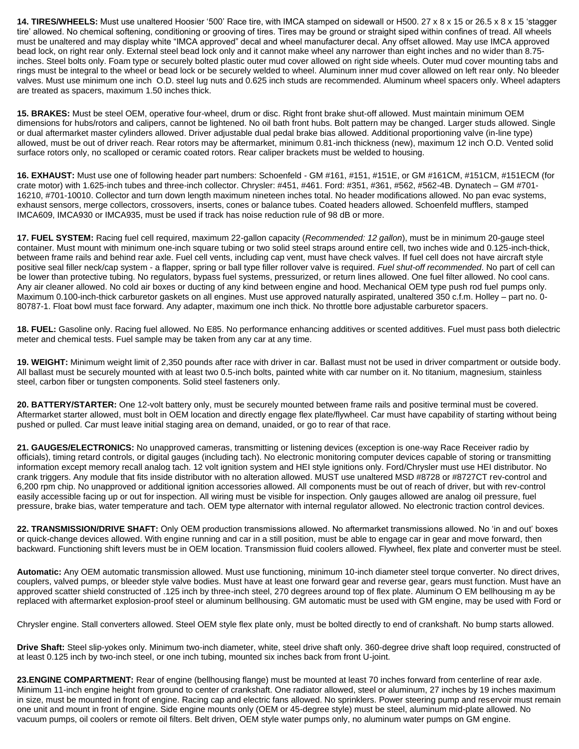**14. TIRES/WHEELS:** Must use unaltered Hoosier '500' Race tire, with IMCA stamped on sidewall or H500. 27 x 8 x 15 or 26.5 x 8 x 15 'stagger tire' allowed. No chemical softening, conditioning or grooving of tires. Tires may be ground or straight siped within confines of tread. All wheels must be unaltered and may display white "IMCA approved" decal and wheel manufacturer decal. Any offset allowed. May use IMCA approved bead lock, on right rear only. External steel bead lock only and it cannot make wheel any narrower than eight inches and no wider than 8.75-inches. Steel bolts only. Foam type or securely bolted plastic outer mud cover allowed on right side wheels. Outer mud cover mounting tabs and rings must be integral to the wheel or bead lock or be securely welded to wheel. Aluminum inner mud cover allowed on left rear only. No bleeder valves. Must use minimum one inch O.D. steel lug nuts and 0.625 inch studs are recommended. Aluminum wheel spacers only. Wheel adapters are treated as spacers, maximum 1.50 inches thick.

**15. BRAKES:** Must be steel OEM, operative four-wheel, drum or disc. Right front brake shut-off allowed. Must maintain minimum OEM dimensions for hubs/rotors and calipers, cannot be lightened. No oil bath front hubs. Bolt pattern may be changed. Larger studs allowed. Single or dual aftermarket master cylinders allowed. Driver adjustable dual pedal brake bias allowed. Additional proportioning valve (in-line type) allowed, must be out of driver reach. Rear rotors may be aftermarket, minimum 0.81-inch thickness (new), maximum 12 inch O.D. Vented solid surface rotors only, no scalloped or ceramic coated rotors. Rear caliper brackets must be welded to housing.

**16. EXHAUST:** Must use one of following header part numbers: Schoenfeld - GM #161, #151, #151E, or GM #161CM, #151CM, #151ECM (for crate motor) with 1.625-inch tubes and three-inch collector. Chrysler: #451, #461. Ford: #351, #361, #562, #562-4B. Dynatech – GM #701-16210, #701-10010. Collector and turn down length maximum nineteen inches total. No header modifications allowed. No pan evac systems, exhaust sensors, merge collectors, crossovers, inserts, cones or balance tubes. Coated headers allowed. Schoenfeld mufflers, stamped IMCA609, IMCA930 or IMCA935, must be used if track has noise reduction rule of 98 dB or more.

**17. FUEL SYSTEM:** Racing fuel cell required, maximum 22-gallon capacity (*Recommended: 12 gallon*), must be in minimum 20-gauge steel container. Must mount with minimum one-inch square tubing or two solid steel straps around entire cell, two inches wide and 0.125-inch-thick, between frame rails and behind rear axle. Fuel cell vents, including cap vent, must have check valves. If fuel cell does not have aircraft style positive seal filler neck/cap system - a flapper, spring or ball type filler rollover valve is required. *Fuel shut-off recommended*. No part of cell can be lower than protective tubing. No regulators, bypass fuel systems, pressurized, or return lines allowed. One fuel filter allowed. No cool cans. Any air cleaner allowed. No cold air boxes or ducting of any kind between engine and hood. Mechanical OEM type push rod fuel pumps only. Maximum 0.100-inch-thick carburetor gaskets on all engines. Must use approved naturally aspirated, unaltered 350 c.f.m. Holley – part no. 0-80787-1. Float bowl must face forward. Any adapter, maximum one inch thick. No throttle bore adjustable carburetor spacers.

**18. FUEL:** Gasoline only. Racing fuel allowed. No E85. No performance enhancing additives or scented additives. Fuel must pass both dielectric meter and chemical tests. Fuel sample may be taken from any car at any time.

**19. WEIGHT:** Minimum weight limit of 2,350 pounds after race with driver in car. Ballast must not be used in driver compartment or outside body. All ballast must be securely mounted with at least two 0.5-inch bolts, painted white with car number on it. No titanium, magnesium, stainless steel, carbon fiber or tungsten components. Solid steel fasteners only.

**20. BATTERY/STARTER:** One 12-volt battery only, must be securely mounted between frame rails and positive terminal must be covered. Aftermarket starter allowed, must bolt in OEM location and directly engage flex plate/flywheel. Car must have capability of starting without being pushed or pulled. Car must leave initial staging area on demand, unaided, or go to rear of that race.

**21. GAUGES/ELECTRONICS:** No unapproved cameras, transmitting or listening devices (exception is one-way Race Receiver radio by officials), timing retard controls, or digital gauges (including tach). No electronic monitoring computer devices capable of storing or transmitting information except memory recall analog tach. 12 volt ignition system and HEI style ignitions only. Ford/Chrysler must use HEI distributor. No crank triggers. Any module that fits inside distributor with no alteration allowed. MUST use unaltered MSD #8728 or #8727CT rev-control and 6,200 rpm chip. No unapproved or additional ignition accessories allowed. All components must be out of reach of driver, but with rev-control easily accessible facing up or out for inspection. All wiring must be visible for inspection. Only gauges allowed are analog oil pressure, fuel pressure, brake bias, water temperature and tach. OEM type alternator with internal regulator allowed. No electronic traction control devices.

**22. TRANSMISSION/DRIVE SHAFT:** Only OEM production transmissions allowed. No aftermarket transmissions allowed. No 'in and out' boxes or quick-change devices allowed. With engine running and car in a still position, must be able to engage car in gear and move forward, then backward. Functioning shift levers must be in OEM location. Transmission fluid coolers allowed. Flywheel, flex plate and converter must be steel.

**Automatic:** Any OEM automatic transmission allowed. Must use functioning, minimum 10-inch diameter steel torque converter. No direct drives, couplers, valved pumps, or bleeder style valve bodies. Must have at least one forward gear and reverse gear, gears must function. Must have an approved scatter shield constructed of .125 inch by three-inch steel, 270 degrees around top of flex plate. Aluminum O EM bellhousing m ay be replaced with aftermarket explosion-proof steel or aluminum bellhousing. GM automatic must be used with GM engine, may be used with Ford or Chrysler engine. Stall converters allowed. Steel OEM style flex plate only, must be bolted directly to end of crankshaft. No bump starts allowed.

**Drive Shaft:** Steel slip-yokes only. Minimum two-inch diameter, white, steel drive shaft only. 360-degree drive shaft loop required, constructed of at least 0.125 inch by two-inch steel, or one inch tubing, mounted six inches back from front U-joint.

**23.ENGINE COMPARTMENT:** Rear of engine (bellhousing flange) must be mounted at least 70 inches forward from centerline of rear axle. Minimum 11-inch engine height from ground to center of crankshaft. One radiator allowed, steel or aluminum, 27 inches by 19 inches maximum in size, must be mounted in front of engine. Racing cap and electric fans allowed. No sprinklers. Power steering pump and reservoir must remain one unit and mount in front of engine. Side engine mounts only (OEM or 45-degree style) must be steel, aluminum mid-plate allowed. No vacuum pumps, oil coolers or remote oil filters. Belt driven, OEM style water pumps only, no aluminum water pumps on GM engine.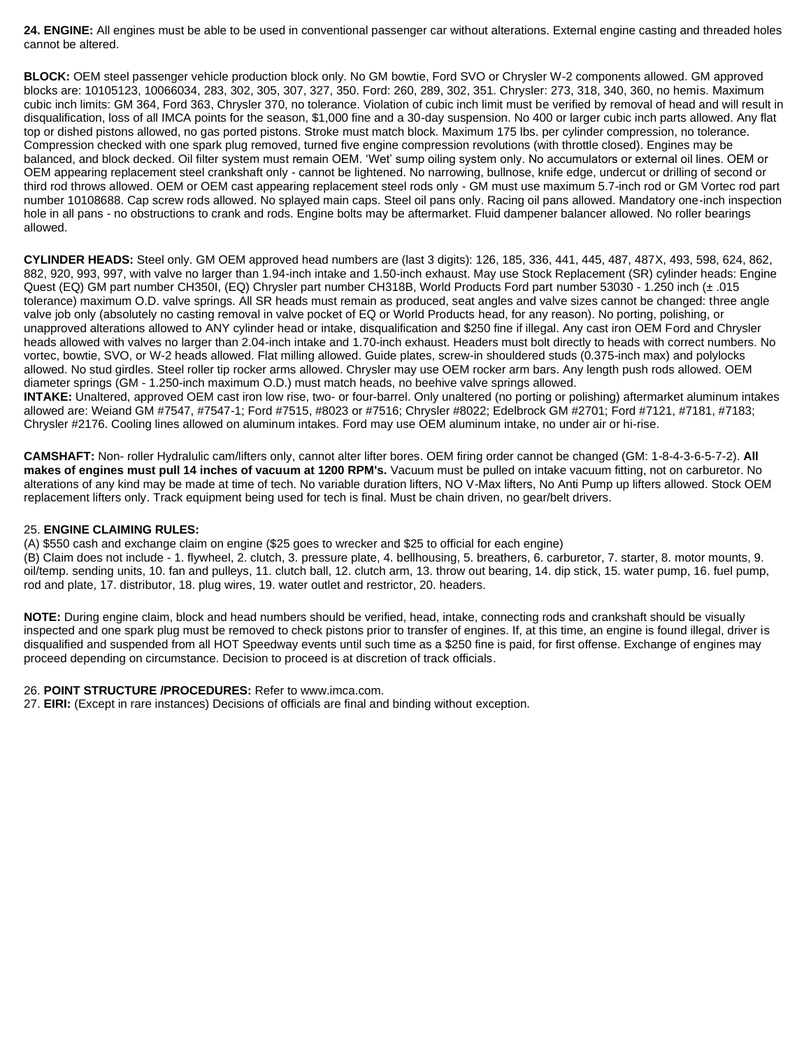**24. ENGINE:** All engines must be able to be used in conventional passenger car without alterations. External engine casting and threaded holes cannot be altered.

**BLOCK:** OEM steel passenger vehicle production block only. No GM bowtie, Ford SVO or Chrysler W-2 components allowed. GM approved blocks are: 10105123, 10066034, 283, 302, 305, 307, 327, 350. Ford: 260, 289, 302, 351. Chrysler: 273, 318, 340, 360, no hemis. Maximum cubic inch limits: GM 364, Ford 363, Chrysler 370, no tolerance. Violation of cubic inch limit must be verified by removal of head and will result in disqualification, loss of all IMCA points for the season, $1,000 fine and a 30-day suspension. No 400 or larger cubic inch parts allowed. Any flat top or dished pistons allowed, no gas ported pistons. Stroke must match block. Maximum 175 lbs. per cylinder compression, no tolerance. Compression checked with one spark plug removed, turned five engine compression revolutions (with throttle closed). Engines may be balanced, and block decked. Oil filter system must remain OEM. 'Wet' sump oiling system only. No accumulators or external oil lines. OEM or OEM appearing replacement steel crankshaft only - cannot be lightened. No narrowing, bullnose, knife edge, undercut or drilling of second or third rod throws allowed. OEM or OEM cast appearing replacement steel rods only - GM must use maximum 5.7-inch rod or GM Vortec rod part number 10108688. Cap screw rods allowed. No splayed main caps. Steel oil pans only. Racing oil pans allowed. Mandatory one-inch inspection hole in all pans - no obstructions to crank and rods. Engine bolts may be aftermarket. Fluid dampener balancer allowed. No roller bearings allowed.

**CYLINDER HEADS:** Steel only. GM OEM approved head numbers are (last 3 digits): 126, 185, 336, 441, 445, 487, 487X, 493, 598, 624, 862, 882, 920, 993, 997, with valve no larger than 1.94-inch intake and 1.50-inch exhaust. May use Stock Replacement (SR) cylinder heads: Engine Quest (EQ) GM part number CH350I, (EQ) Chrysler part number CH318B, World Products Ford part number 53030 - 1.250 inch (± .015 tolerance) maximum O.D. valve springs. All SR heads must remain as produced, seat angles and valve sizes cannot be changed: three angle valve job only (absolutely no casting removal in valve pocket of EQ or World Products head, for any reason). No porting, polishing, or unapproved alterations allowed to ANY cylinder head or intake, disqualification and $250 fine if illegal. Any cast iron OEM Ford and Chrysler heads allowed with valves no larger than 2.04-inch intake and 1.70-inch exhaust. Headers must bolt directly to heads with correct numbers. No vortec, bowtie, SVO, or W-2 heads allowed. Flat milling allowed. Guide plates, screw-in shouldered studs (0.375-inch max) and polylocks allowed. No stud girdles. Steel roller tip rocker arms allowed. Chrysler may use OEM rocker arm bars. Any length push rods allowed. OEM diameter springs (GM - 1.250-inch maximum O.D.) must match heads, no beehive valve springs allowed.

**INTAKE:** Unaltered, approved OEM cast iron low rise, two- or four-barrel. Only unaltered (no porting or polishing) aftermarket aluminum intakes allowed are: Weiand GM #7547, #7547-1; Ford #7515, #8023 or #7516; Chrysler #8022; Edelbrock GM #2701; Ford #7121, #7181, #7183; Chrysler #2176. Cooling lines allowed on aluminum intakes. Ford may use OEM aluminum intake, no under air or hi-rise.

**CAMSHAFT:** Non- roller Hydralulic cam/lifters only, cannot alter lifter bores. OEM firing order cannot be changed (GM: 1-8-4-3-6-5-7-2). **All makes of engines must pull 14 inches of vacuum at 1200 RPM's.** Vacuum must be pulled on intake vacuum fitting, not on carburetor. No alterations of any kind may be made at time of tech. No variable duration lifters, NO V-Max lifters, No Anti Pump up lifters allowed. Stock OEM replacement lifters only. Track equipment being used for tech is final. Must be chain driven, no gear/belt drivers.

25. **ENGINE CLAIMING RULES:**

(A) $550 cash and exchange claim on engine ($25 goes to wrecker and $25 to official for each engine)

(B) Claim does not include - 1. flywheel, 2. clutch, 3. pressure plate, 4. bellhousing, 5. breathers, 6. carburetor, 7. starter, 8. motor mounts, 9. oil/temp. sending units, 10. fan and pulleys, 11. clutch ball, 12. clutch arm, 13. throw out bearing, 14. dip stick, 15. water pump, 16. fuel pump, rod and plate, 17. distributor, 18. plug wires, 19. water outlet and restrictor, 20. headers.

**NOTE:** During engine claim, block and head numbers should be verified, head, intake, connecting rods and crankshaft should be visually inspected and one spark plug must be removed to check pistons prior to transfer of engines. If, at this time, an engine is found illegal, driver is disqualified and suspended from all HOT Speedway events until such time as a $250 fine is paid, for first offense. Exchange of engines may proceed depending on circumstance. Decision to proceed is at discretion of track officials.

26. **POINT STRUCTURE /PROCEDURES:** Refer to www.imca.com.

27. **EIRI:** (Except in rare instances) Decisions of officials are final and binding without exception.